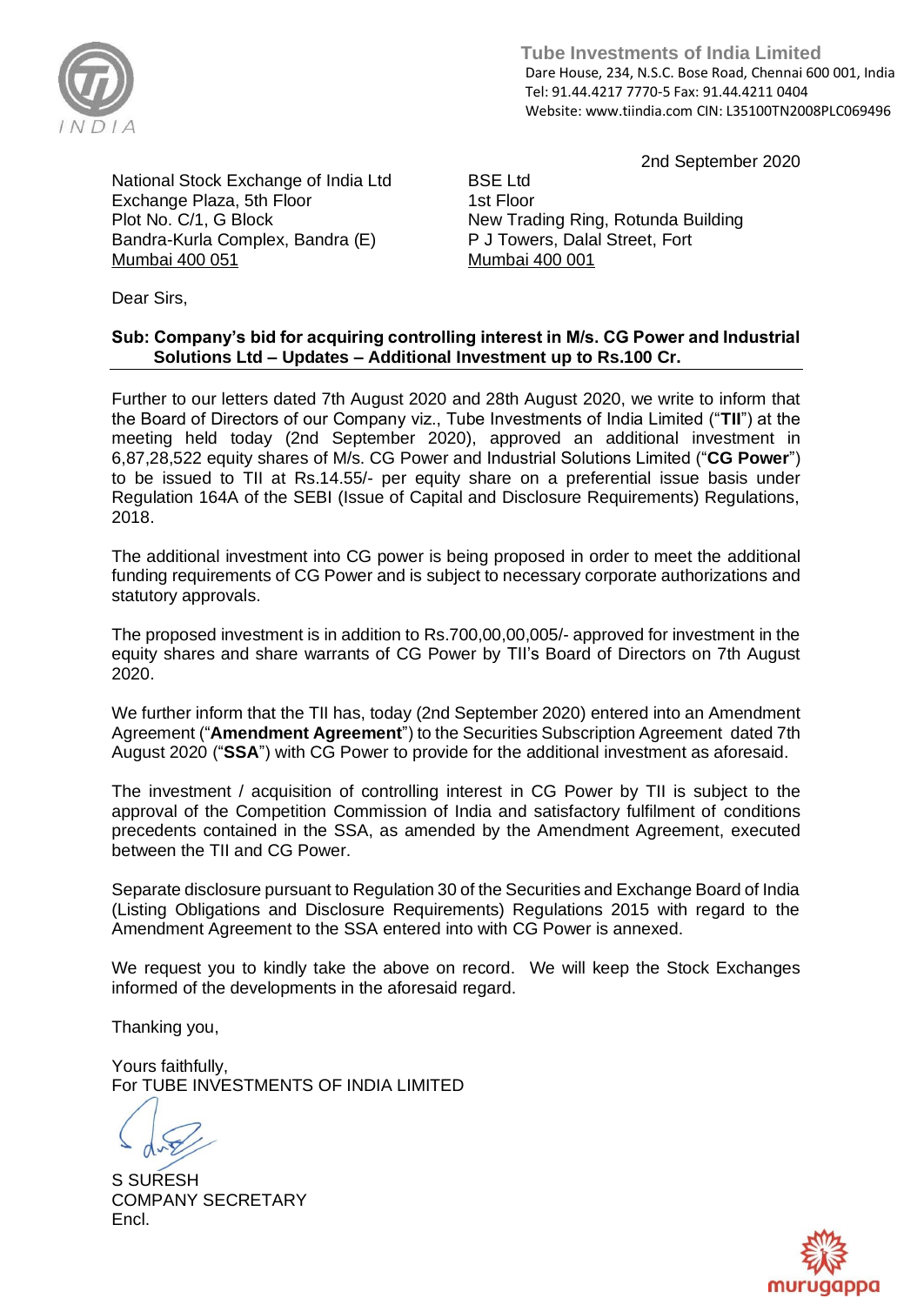**Tube Investments of India Limited**
Dare House, 234, N.S.C. Bose Road, Chennai 600 001, India
Tel: 91.44.4217 7770-5 Fax: 91.44.4211 0404
Website: www.tiindia.com CIN: L35100TN2008PLC069496

2nd September 2020

National Stock Exchange of India Ltd
Exchange Plaza, 5th Floor
Plot No. C/1, G Block
Bandra-Kurla Complex, Bandra (E)
Mumbai 400 051

BSE Ltd
1st Floor
New Trading Ring, Rotunda Building
P J Towers, Dalal Street, Fort
Mumbai 400 001

Dear Sirs,

**Sub: Company's bid for acquiring controlling interest in M/s. CG Power and Industrial Solutions Ltd – Updates – Additional Investment up to Rs.100 Cr.**

Further to our letters dated 7th August 2020 and 28th August 2020, we write to inform that the Board of Directors of our Company viz., Tube Investments of India Limited ("**TII**") at the meeting held today (2nd September 2020), approved an additional investment in 6,87,28,522 equity shares of M/s. CG Power and Industrial Solutions Limited ("**CG Power**") to be issued to TII at Rs.14.55/- per equity share on a preferential issue basis under Regulation 164A of the SEBI (Issue of Capital and Disclosure Requirements) Regulations, 2018.

The additional investment into CG power is being proposed in order to meet the additional funding requirements of CG Power and is subject to necessary corporate authorizations and statutory approvals.

The proposed investment is in addition to Rs.700,00,00,005/- approved for investment in the equity shares and share warrants of CG Power by TII's Board of Directors on 7th August 2020.

We further inform that the TII has, today (2nd September 2020) entered into an Amendment Agreement ("**Amendment Agreement**") to the Securities Subscription Agreement dated 7th August 2020 ("**SSA**") with CG Power to provide for the additional investment as aforesaid.

The investment / acquisition of controlling interest in CG Power by TII is subject to the approval of the Competition Commission of India and satisfactory fulfilment of conditions precedents contained in the SSA, as amended by the Amendment Agreement, executed between the TII and CG Power.

Separate disclosure pursuant to Regulation 30 of the Securities and Exchange Board of India (Listing Obligations and Disclosure Requirements) Regulations 2015 with regard to the Amendment Agreement to the SSA entered into with CG Power is annexed.

We request you to kindly take the above on record. We will keep the Stock Exchanges informed of the developments in the aforesaid regard.

Thanking you,

Yours faithfully,
For TUBE INVESTMENTS OF INDIA LIMITED

S SURESH
COMPANY SECRETARY
Encl.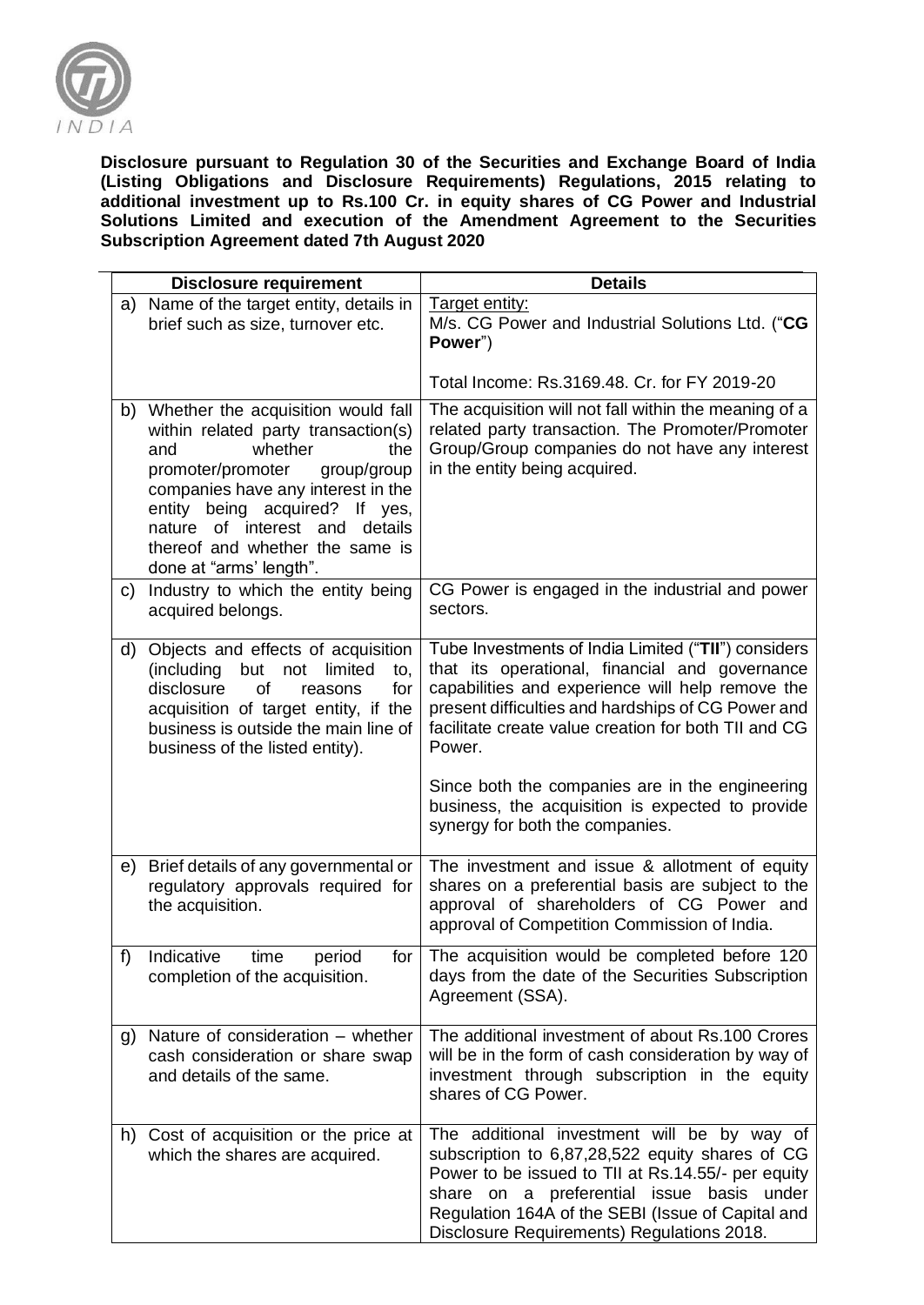**Disclosure pursuant to Regulation 30 of the Securities and Exchange Board of India (Listing Obligations and Disclosure Requirements) Regulations, 2015 relating to additional investment up to Rs.100 Cr. in equity shares of CG Power and Industrial Solutions Limited and execution of the Amendment Agreement to the Securities Subscription Agreement dated 7th August 2020**

| Disclosure requirement | Details |
|---|---|
| a) Name of the target entity, details in brief such as size, turnover etc. | Target entity:<br>M/s. CG Power and Industrial Solutions Ltd. ("**CG Power**")<br><br>Total Income: Rs.3169.48. Cr. for FY 2019-20 |
| b) Whether the acquisition would fall within related party transaction(s) and whether the promoter/promoter group/group companies have any interest in the entity being acquired? If yes, nature of interest and details thereof and whether the same is done at "arms' length". | The acquisition will not fall within the meaning of a related party transaction. The Promoter/Promoter Group/Group companies do not have any interest in the entity being acquired. |
| c) Industry to which the entity being acquired belongs. | CG Power is engaged in the industrial and power sectors. |
| d) Objects and effects of acquisition (including but not limited to, disclosure of reasons for acquisition of target entity, if the business is outside the main line of business of the listed entity). | Tube Investments of India Limited ("**TII**") considers that its operational, financial and governance capabilities and experience will help remove the present difficulties and hardships of CG Power and facilitate create value creation for both TII and CG Power.<br><br>Since both the companies are in the engineering business, the acquisition is expected to provide synergy for both the companies. |
| e) Brief details of any governmental or regulatory approvals required for the acquisition. | The investment and issue & allotment of equity shares on a preferential basis are subject to the approval of shareholders of CG Power and approval of Competition Commission of India. |
| f) Indicative time period for completion of the acquisition. | The acquisition would be completed before 120 days from the date of the Securities Subscription Agreement (SSA). |
| g) Nature of consideration – whether cash consideration or share swap and details of the same. | The additional investment of about Rs.100 Crores will be in the form of cash consideration by way of investment through subscription in the equity shares of CG Power. |
| h) Cost of acquisition or the price at which the shares are acquired. | The additional investment will be by way of subscription to 6,87,28,522 equity shares of CG Power to be issued to TII at Rs.14.55/- per equity share on a preferential issue basis under Regulation 164A of the SEBI (Issue of Capital and Disclosure Requirements) Regulations 2018. |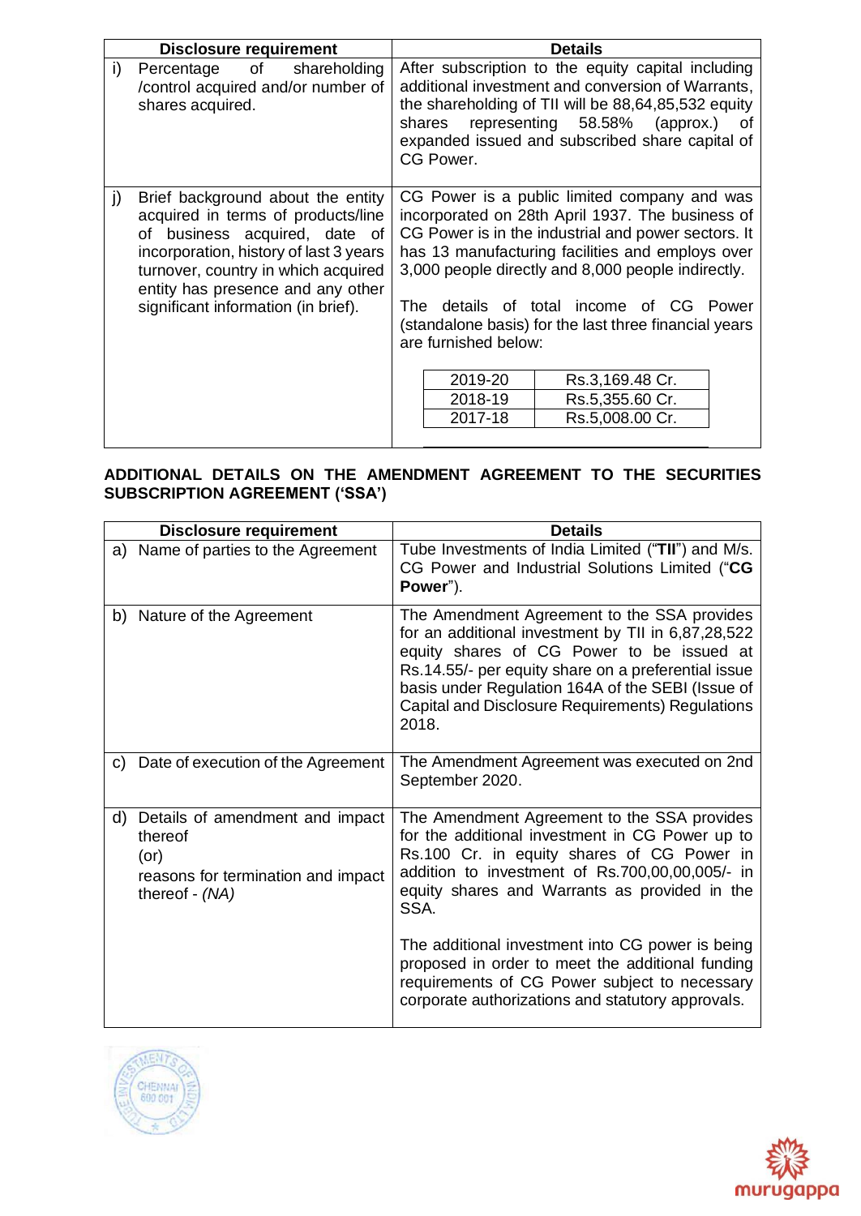| Disclosure requirement | Details |
|---|---|
| i) Percentage of shareholding /control acquired and/or number of shares acquired. | After subscription to the equity capital including additional investment and conversion of Warrants, the shareholding of TII will be 88,64,85,532 equity shares representing 58.58% (approx.) of expanded issued and subscribed share capital of CG Power. |
| j) Brief background about the entity acquired in terms of products/line of business acquired, date of incorporation, history of last 3 years turnover, country in which acquired entity has presence and any other significant information (in brief). | CG Power is a public limited company and was incorporated on 28th April 1937. The business of CG Power is in the industrial and power sectors. It has 13 manufacturing facilities and employs over 3,000 people directly and 8,000 people indirectly.<br><br>The details of total income of CG Power (standalone basis) for the last three financial years are furnished below:<br><br>2019-20 — Rs.3,169.48 Cr.<br>2018-19 — Rs.5,355.60 Cr.<br>2017-18 — Rs.5,008.00 Cr. |

**ADDITIONAL DETAILS ON THE AMENDMENT AGREEMENT TO THE SECURITIES SUBSCRIPTION AGREEMENT ('SSA')**

| Disclosure requirement | Details |
|---|---|
| a) Name of parties to the Agreement | Tube Investments of India Limited ("**TII**") and M/s. CG Power and Industrial Solutions Limited ("**CG Power**"). |
| b) Nature of the Agreement | The Amendment Agreement to the SSA provides for an additional investment by TII in 6,87,28,522 equity shares of CG Power to be issued at Rs.14.55/- per equity share on a preferential issue basis under Regulation 164A of the SEBI (Issue of Capital and Disclosure Requirements) Regulations 2018. |
| c) Date of execution of the Agreement | The Amendment Agreement was executed on 2nd September 2020. |
| d) Details of amendment and impact thereof<br>(or)<br>reasons for termination and impact thereof - *(NA)* | The Amendment Agreement to the SSA provides for the additional investment in CG Power up to Rs.100 Cr. in equity shares of CG Power in addition to investment of Rs.700,00,00,005/- in equity shares and Warrants as provided in the SSA.<br><br>The additional investment into CG power is being proposed in order to meet the additional funding requirements of CG Power subject to necessary corporate authorizations and statutory approvals. |